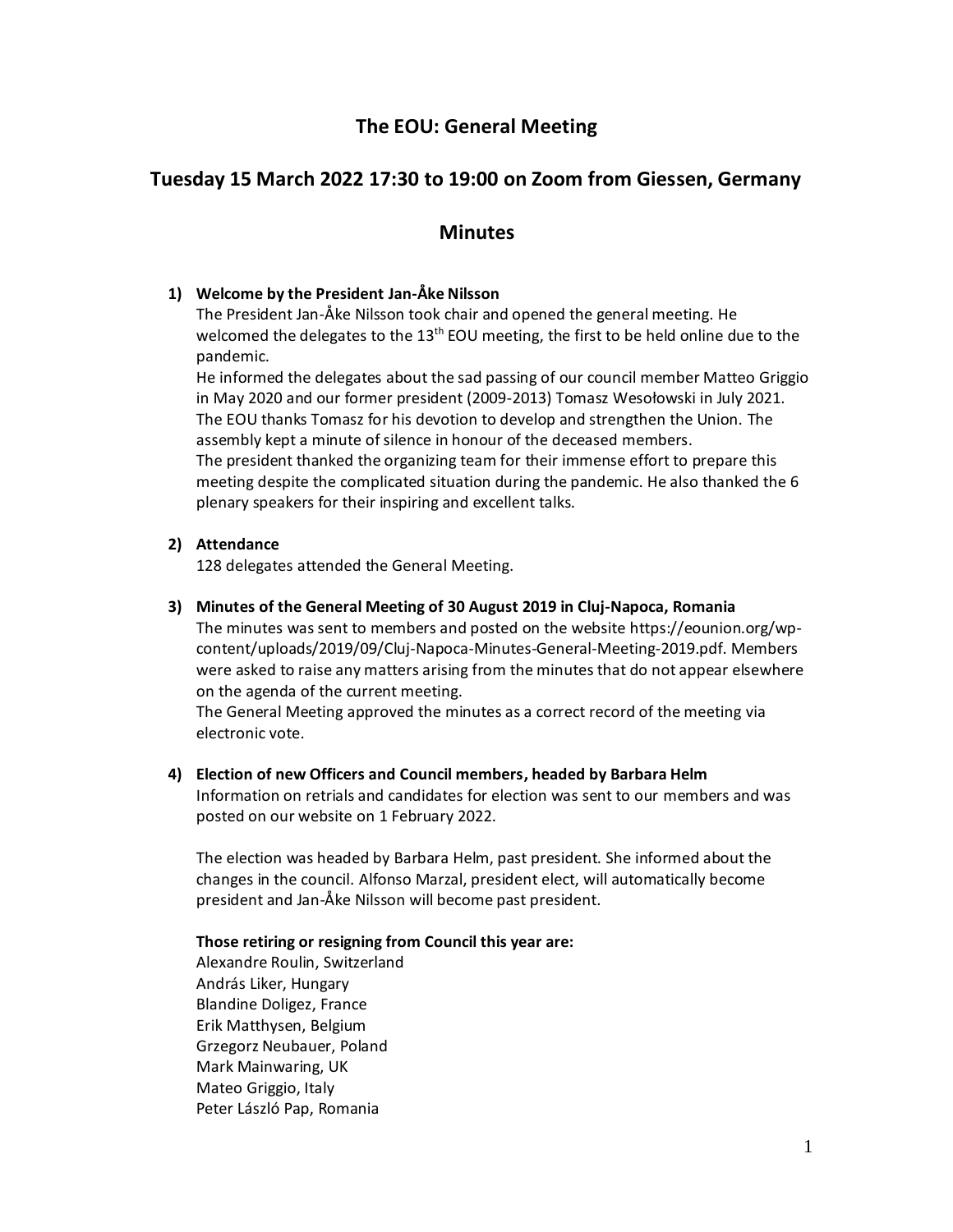# The EOU: General Meeting

## Tuesday 15 March 2022 17:30 to 19:00 on Zoom from Giessen, Germany

## Minutes

1) **Welcome by the President Jan-Åke Nilsson**

   The President Jan-Åke Nilsson took chair and opened the general meeting. He welcomed the delegates to the 13th EOU meeting, the first to be held online due to the pandemic.

   He informed the delegates about the sad passing of our council member Matteo Griggio in May 2020 and our former president (2009-2013) Tomasz Wesołowski in July 2021. The EOU thanks Tomasz for his devotion to develop and strengthen the Union. The assembly kept a minute of silence in honour of the deceased members.

   The president thanked the organizing team for their immense effort to prepare this meeting despite the complicated situation during the pandemic. He also thanked the 6 plenary speakers for their inspiring and excellent talks.

2) **Attendance**

   128 delegates attended the General Meeting.

3) **Minutes of the General Meeting of 30 August 2019 in Cluj-Napoca, Romania**

   The minutes was sent to members and posted on the website https://eounion.org/wp-content/uploads/2019/09/Cluj-Napoca-Minutes-General-Meeting-2019.pdf. Members were asked to raise any matters arising from the minutes that do not appear elsewhere on the agenda of the current meeting.

   The General Meeting approved the minutes as a correct record of the meeting via electronic vote.

4) **Election of new Officers and Council members, headed by Barbara Helm**

   Information on retrials and candidates for election was sent to our members and was posted on our website on 1 February 2022.

   The election was headed by Barbara Helm, past president. She informed about the changes in the council. Alfonso Marzal, president elect, will automatically become president and Jan-Åke Nilsson will become past president.

   **Those retiring or resigning from Council this year are:**

   Alexandre Roulin, Switzerland
   András Liker, Hungary
   Blandine Doligez, France
   Erik Matthysen, Belgium
   Grzegorz Neubauer, Poland
   Mark Mainwaring, UK
   Mateo Griggio, Italy
   Peter László Pap, Romania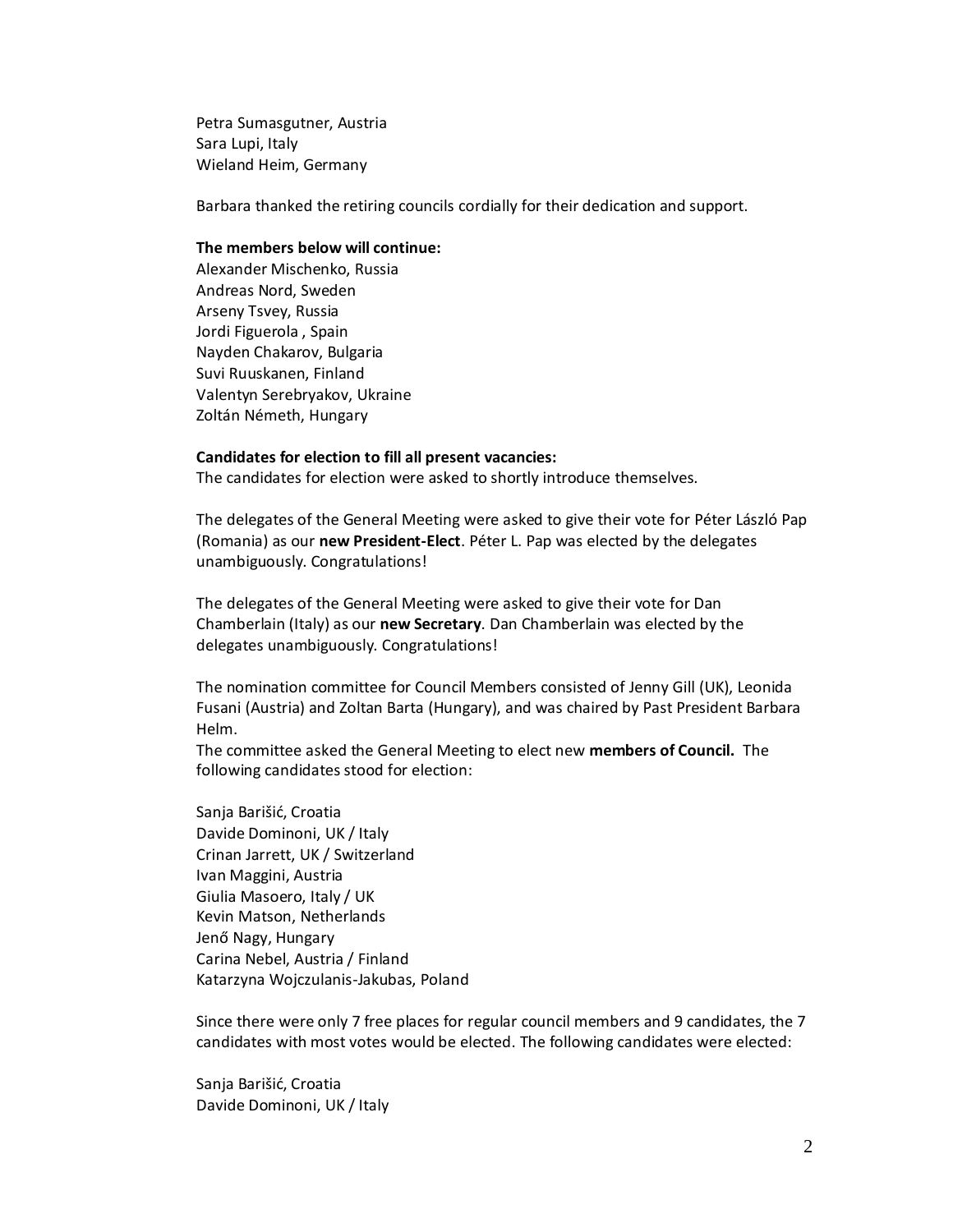Petra Sumasgutner, Austria
Sara Lupi, Italy
Wieland Heim, Germany

Barbara thanked the retiring councils cordially for their dedication and support.

**The members below will continue:**
Alexander Mischenko, Russia
Andreas Nord, Sweden
Arseny Tsvey, Russia
Jordi Figuerola , Spain
Nayden Chakarov, Bulgaria
Suvi Ruuskanen, Finland
Valentyn Serebryakov, Ukraine
Zoltán Németh, Hungary

**Candidates for election to fill all present vacancies:**
The candidates for election were asked to shortly introduce themselves.

The delegates of the General Meeting were asked to give their vote for Péter László Pap (Romania) as our **new President-Elect**. Péter L. Pap was elected by the delegates unambiguously. Congratulations!

The delegates of the General Meeting were asked to give their vote for Dan Chamberlain (Italy) as our **new Secretary**. Dan Chamberlain was elected by the delegates unambiguously. Congratulations!

The nomination committee for Council Members consisted of Jenny Gill (UK), Leonida Fusani (Austria) and Zoltan Barta (Hungary), and was chaired by Past President Barbara Helm.
The committee asked the General Meeting to elect new **members of Council.** The following candidates stood for election:

Sanja Barišić, Croatia
Davide Dominoni, UK / Italy
Crinan Jarrett, UK / Switzerland
Ivan Maggini, Austria
Giulia Masoero, Italy / UK
Kevin Matson, Netherlands
Jenő Nagy, Hungary
Carina Nebel, Austria / Finland
Katarzyna Wojczulanis-Jakubas, Poland

Since there were only 7 free places for regular council members and 9 candidates, the 7 candidates with most votes would be elected. The following candidates were elected:

Sanja Barišić, Croatia
Davide Dominoni, UK / Italy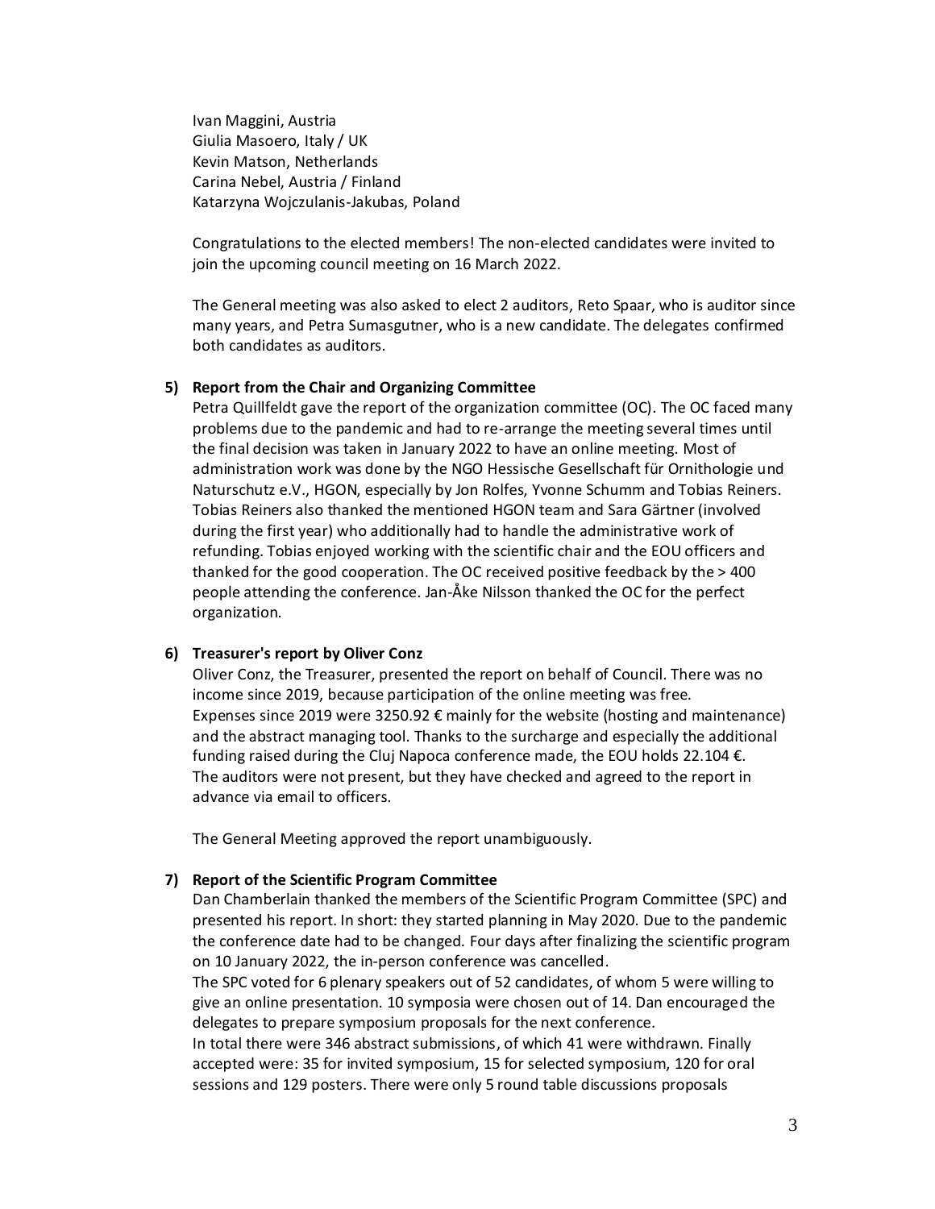Ivan Maggini, Austria
Giulia Masoero, Italy / UK
Kevin Matson, Netherlands
Carina Nebel, Austria / Finland
Katarzyna Wojczulanis-Jakubas, Poland

Congratulations to the elected members! The non-elected candidates were invited to join the upcoming council meeting on 16 March 2022.

The General meeting was also asked to elect 2 auditors, Reto Spaar, who is auditor since many years, and Petra Sumasgutner, who is a new candidate. The delegates confirmed both candidates as auditors.

5) **Report from the Chair and Organizing Committee**

Petra Quillfeldt gave the report of the organization committee (OC). The OC faced many problems due to the pandemic and had to re-arrange the meeting several times until the final decision was taken in January 2022 to have an online meeting. Most of administration work was done by the NGO Hessische Gesellschaft für Ornithologie und Naturschutz e.V., HGON, especially by Jon Rolfes, Yvonne Schumm and Tobias Reiners. Tobias Reiners also thanked the mentioned HGON team and Sara Gärtner (involved during the first year) who additionally had to handle the administrative work of refunding. Tobias enjoyed working with the scientific chair and the EOU officers and thanked for the good cooperation. The OC received positive feedback by the > 400 people attending the conference. Jan-Åke Nilsson thanked the OC for the perfect organization.

6) **Treasurer's report by Oliver Conz**

Oliver Conz, the Treasurer, presented the report on behalf of Council. There was no income since 2019, because participation of the online meeting was free. Expenses since 2019 were 3250.92 € mainly for the website (hosting and maintenance) and the abstract managing tool. Thanks to the surcharge and especially the additional funding raised during the Cluj Napoca conference made, the EOU holds 22.104 €. The auditors were not present, but they have checked and agreed to the report in advance via email to officers.

The General Meeting approved the report unambiguously.

7) **Report of the Scientific Program Committee**

Dan Chamberlain thanked the members of the Scientific Program Committee (SPC) and presented his report. In short: they started planning in May 2020. Due to the pandemic the conference date had to be changed. Four days after finalizing the scientific program on 10 January 2022, the in-person conference was cancelled.

The SPC voted for 6 plenary speakers out of 52 candidates, of whom 5 were willing to give an online presentation. 10 symposia were chosen out of 14. Dan encouraged the delegates to prepare symposium proposals for the next conference.

In total there were 346 abstract submissions, of which 41 were withdrawn. Finally accepted were: 35 for invited symposium, 15 for selected symposium, 120 for oral sessions and 129 posters. There were only 5 round table discussions proposals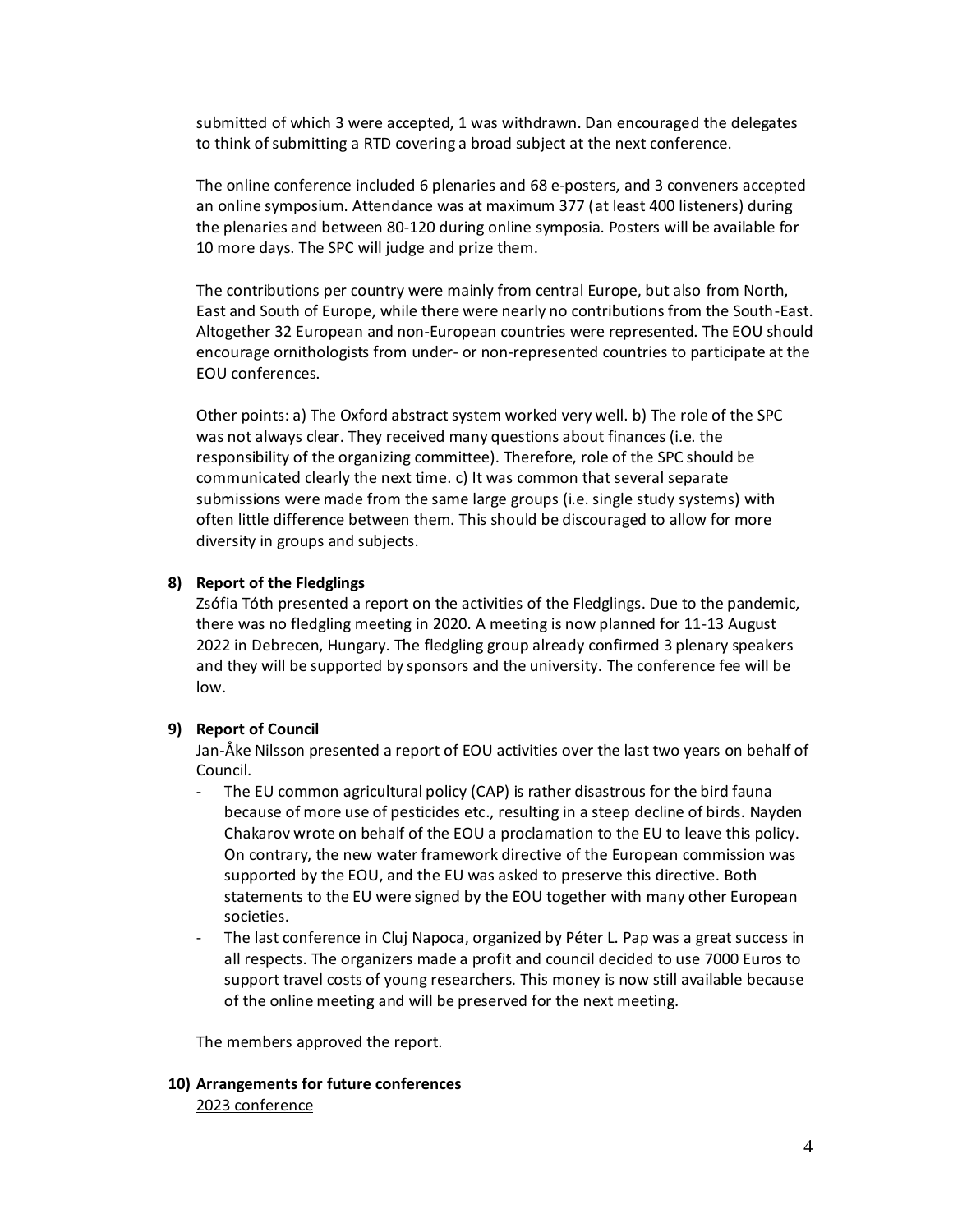submitted of which 3 were accepted, 1 was withdrawn. Dan encouraged the delegates to think of submitting a RTD covering a broad subject at the next conference.

The online conference included 6 plenaries and 68 e-posters, and 3 conveners accepted an online symposium. Attendance was at maximum 377 (at least 400 listeners) during the plenaries and between 80-120 during online symposia. Posters will be available for 10 more days. The SPC will judge and prize them.

The contributions per country were mainly from central Europe, but also from North, East and South of Europe, while there were nearly no contributions from the South-East. Altogether 32 European and non-European countries were represented. The EOU should encourage ornithologists from under- or non-represented countries to participate at the EOU conferences.

Other points: a) The Oxford abstract system worked very well. b) The role of the SPC was not always clear. They received many questions about finances (i.e. the responsibility of the organizing committee). Therefore, role of the SPC should be communicated clearly the next time. c) It was common that several separate submissions were made from the same large groups (i.e. single study systems) with often little difference between them. This should be discouraged to allow for more diversity in groups and subjects.

**8) Report of the Fledglings**

Zsófia Tóth presented a report on the activities of the Fledglings. Due to the pandemic, there was no fledgling meeting in 2020. A meeting is now planned for 11-13 August 2022 in Debrecen, Hungary. The fledgling group already confirmed 3 plenary speakers and they will be supported by sponsors and the university. The conference fee will be low.

**9) Report of Council**

Jan-Åke Nilsson presented a report of EOU activities over the last two years on behalf of Council.

- The EU common agricultural policy (CAP) is rather disastrous for the bird fauna because of more use of pesticides etc., resulting in a steep decline of birds. Nayden Chakarov wrote on behalf of the EOU a proclamation to the EU to leave this policy. On contrary, the new water framework directive of the European commission was supported by the EOU, and the EU was asked to preserve this directive. Both statements to the EU were signed by the EOU together with many other European societies.
- The last conference in Cluj Napoca, organized by Péter L. Pap was a great success in all respects. The organizers made a profit and council decided to use 7000 Euros to support travel costs of young researchers. This money is now still available because of the online meeting and will be preserved for the next meeting.

The members approved the report.

**10) Arrangements for future conferences**

2023 conference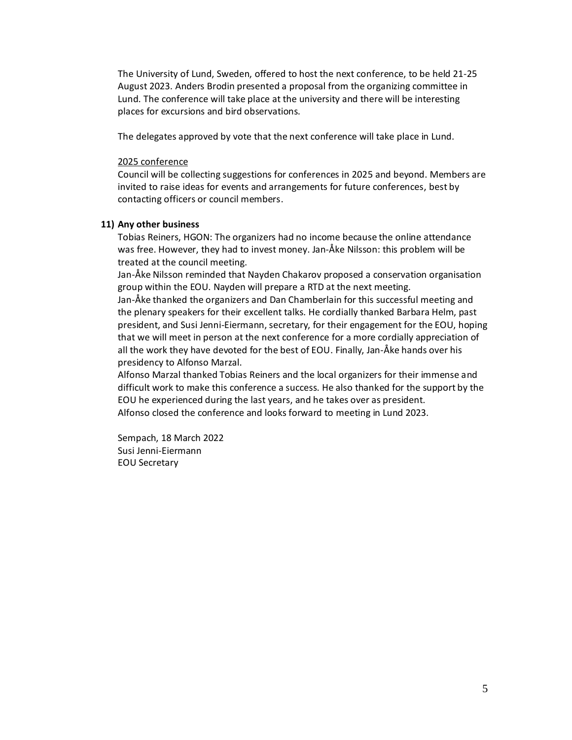The University of Lund, Sweden, offered to host the next conference, to be held 21-25 August 2023. Anders Brodin presented a proposal from the organizing committee in Lund. The conference will take place at the university and there will be interesting places for excursions and bird observations.

The delegates approved by vote that the next conference will take place in Lund.

<u>2025 conference</u>
Council will be collecting suggestions for conferences in 2025 and beyond. Members are invited to raise ideas for events and arrangements for future conferences, best by contacting officers or council members.

**11) Any other business**

Tobias Reiners, HGON: The organizers had no income because the online attendance was free. However, they had to invest money. Jan-Åke Nilsson: this problem will be treated at the council meeting.
Jan-Åke Nilsson reminded that Nayden Chakarov proposed a conservation organisation group within the EOU. Nayden will prepare a RTD at the next meeting.
Jan-Åke thanked the organizers and Dan Chamberlain for this successful meeting and the plenary speakers for their excellent talks. He cordially thanked Barbara Helm, past president, and Susi Jenni-Eiermann, secretary, for their engagement for the EOU, hoping that we will meet in person at the next conference for a more cordially appreciation of all the work they have devoted for the best of EOU. Finally, Jan-Åke hands over his presidency to Alfonso Marzal.
Alfonso Marzal thanked Tobias Reiners and the local organizers for their immense and difficult work to make this conference a success. He also thanked for the support by the EOU he experienced during the last years, and he takes over as president.
Alfonso closed the conference and looks forward to meeting in Lund 2023.

Sempach, 18 March 2022
Susi Jenni-Eiermann
EOU Secretary